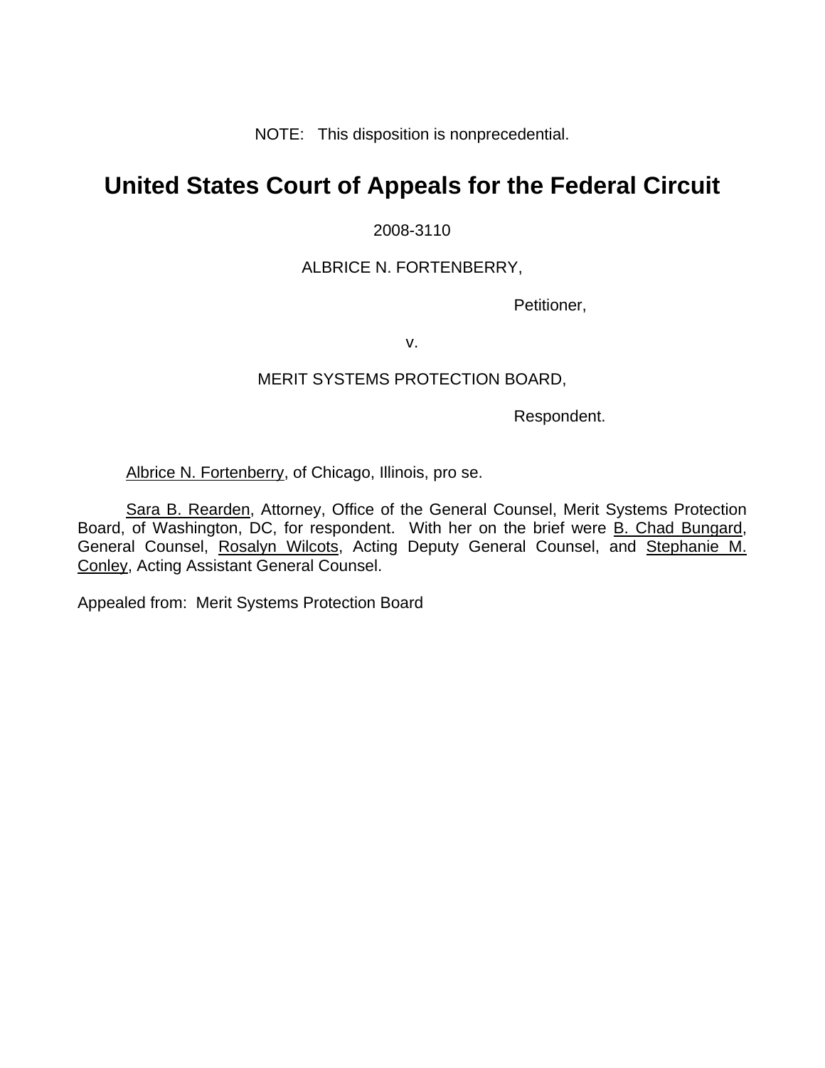NOTE: This disposition is nonprecedential.

# United States Court of Appeals for the Federal Circuit

2008-3110

ALBRICE N. FORTENBERRY,

Petitioner,

v.

MERIT SYSTEMS PROTECTION BOARD,

Respondent.

Albrice N. Fortenberry, of Chicago, Illinois, pro se.

Sara B. Rearden, Attorney, Office of the General Counsel, Merit Systems Protection Board, of Washington, DC, for respondent. With her on the brief were B. Chad Bungard, General Counsel, Rosalyn Wilcots, Acting Deputy General Counsel, and Stephanie M. Conley, Acting Assistant General Counsel.

Appealed from: Merit Systems Protection Board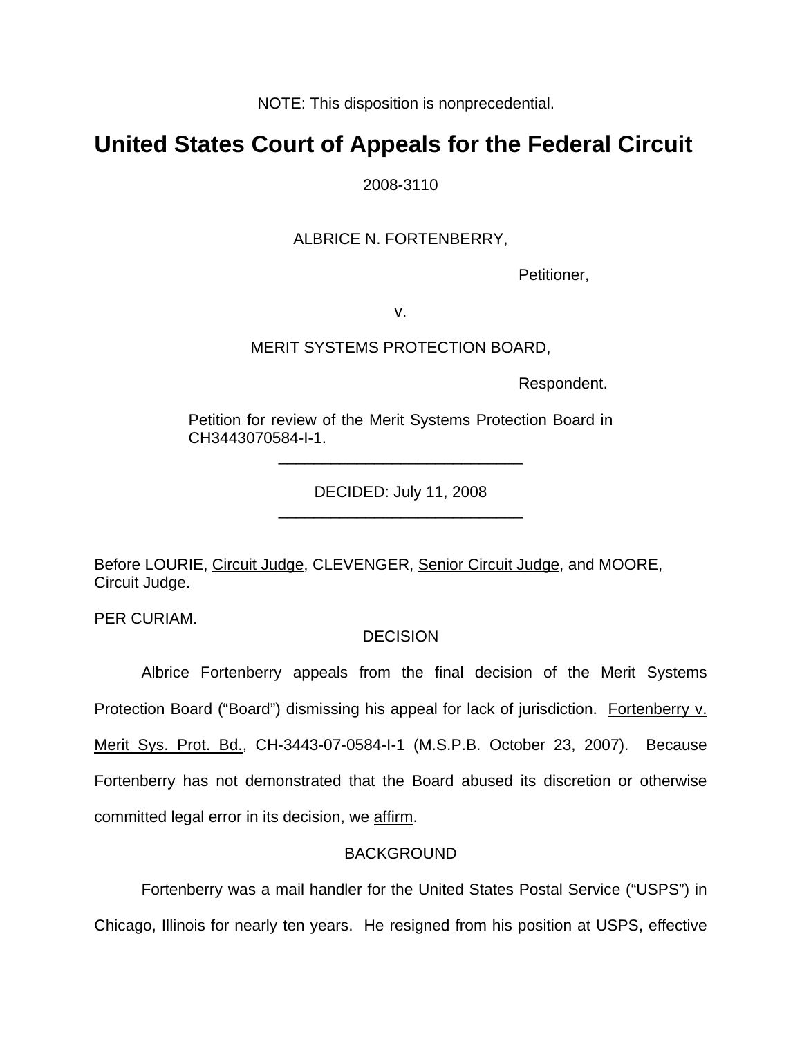NOTE: This disposition is nonprecedential.

# United States Court of Appeals for the Federal Circuit

2008-3110

ALBRICE N. FORTENBERRY,

Petitioner,

v.

MERIT SYSTEMS PROTECTION BOARD,

Respondent.

Petition for review of the Merit Systems Protection Board in CH3443070584-I-1.

---

DECIDED: July 11, 2008

---

Before LOURIE, Circuit Judge, CLEVENGER, Senior Circuit Judge, and MOORE, Circuit Judge.

PER CURIAM.

DECISION

Albrice Fortenberry appeals from the final decision of the Merit Systems Protection Board ("Board") dismissing his appeal for lack of jurisdiction. Fortenberry v. Merit Sys. Prot. Bd., CH-3443-07-0584-I-1 (M.S.P.B. October 23, 2007). Because Fortenberry has not demonstrated that the Board abused its discretion or otherwise committed legal error in its decision, we affirm.

BACKGROUND

Fortenberry was a mail handler for the United States Postal Service ("USPS") in Chicago, Illinois for nearly ten years. He resigned from his position at USPS, effective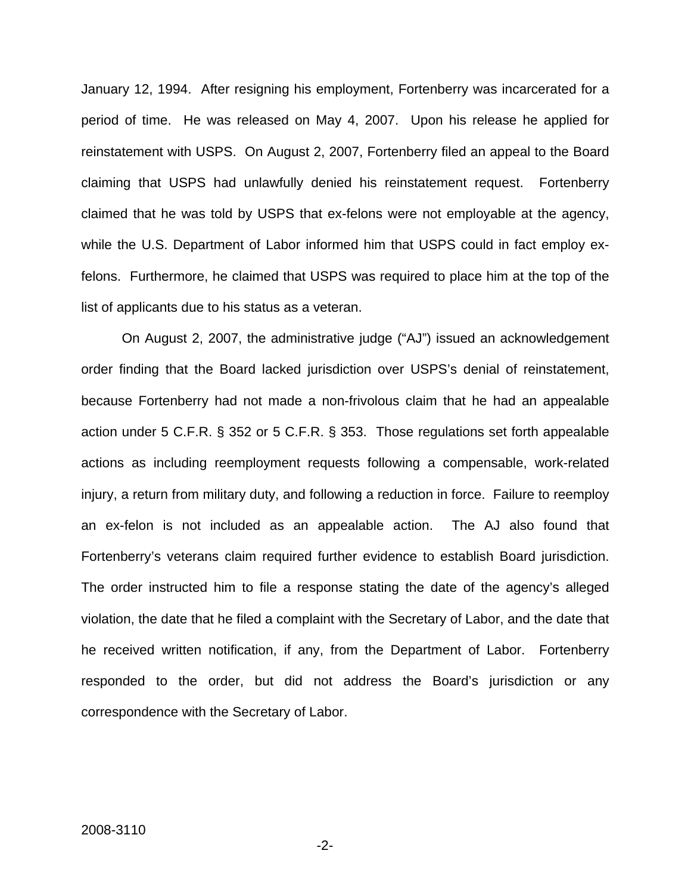January 12, 1994. After resigning his employment, Fortenberry was incarcerated for a period of time. He was released on May 4, 2007. Upon his release he applied for reinstatement with USPS. On August 2, 2007, Fortenberry filed an appeal to the Board claiming that USPS had unlawfully denied his reinstatement request. Fortenberry claimed that he was told by USPS that ex-felons were not employable at the agency, while the U.S. Department of Labor informed him that USPS could in fact employ ex-felons. Furthermore, he claimed that USPS was required to place him at the top of the list of applicants due to his status as a veteran.

On August 2, 2007, the administrative judge ("AJ") issued an acknowledgement order finding that the Board lacked jurisdiction over USPS's denial of reinstatement, because Fortenberry had not made a non-frivolous claim that he had an appealable action under 5 C.F.R. § 352 or 5 C.F.R. § 353. Those regulations set forth appealable actions as including reemployment requests following a compensable, work-related injury, a return from military duty, and following a reduction in force. Failure to reemploy an ex-felon is not included as an appealable action. The AJ also found that Fortenberry's veterans claim required further evidence to establish Board jurisdiction. The order instructed him to file a response stating the date of the agency's alleged violation, the date that he filed a complaint with the Secretary of Labor, and the date that he received written notification, if any, from the Department of Labor. Fortenberry responded to the order, but did not address the Board's jurisdiction or any correspondence with the Secretary of Labor.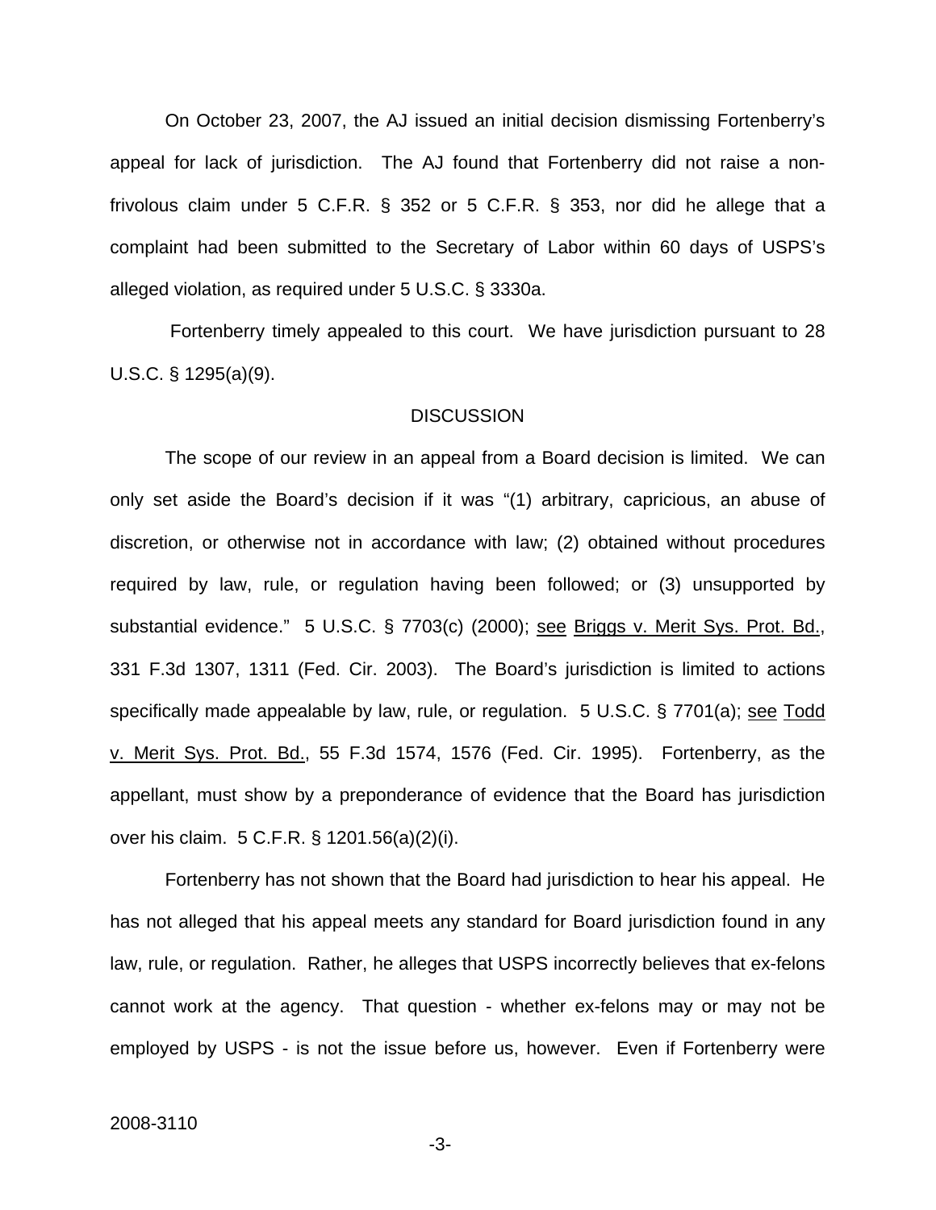On October 23, 2007, the AJ issued an initial decision dismissing Fortenberry's appeal for lack of jurisdiction. The AJ found that Fortenberry did not raise a non-frivolous claim under 5 C.F.R. § 352 or 5 C.F.R. § 353, nor did he allege that a complaint had been submitted to the Secretary of Labor within 60 days of USPS's alleged violation, as required under 5 U.S.C. § 3330a.

Fortenberry timely appealed to this court. We have jurisdiction pursuant to 28 U.S.C. § 1295(a)(9).

## DISCUSSION

The scope of our review in an appeal from a Board decision is limited. We can only set aside the Board's decision if it was "(1) arbitrary, capricious, an abuse of discretion, or otherwise not in accordance with law; (2) obtained without procedures required by law, rule, or regulation having been followed; or (3) unsupported by substantial evidence." 5 U.S.C. § 7703(c) (2000); see Briggs v. Merit Sys. Prot. Bd., 331 F.3d 1307, 1311 (Fed. Cir. 2003). The Board's jurisdiction is limited to actions specifically made appealable by law, rule, or regulation. 5 U.S.C. § 7701(a); see Todd v. Merit Sys. Prot. Bd., 55 F.3d 1574, 1576 (Fed. Cir. 1995). Fortenberry, as the appellant, must show by a preponderance of evidence that the Board has jurisdiction over his claim. 5 C.F.R. § 1201.56(a)(2)(i).

Fortenberry has not shown that the Board had jurisdiction to hear his appeal. He has not alleged that his appeal meets any standard for Board jurisdiction found in any law, rule, or regulation. Rather, he alleges that USPS incorrectly believes that ex-felons cannot work at the agency. That question - whether ex-felons may or may not be employed by USPS - is not the issue before us, however. Even if Fortenberry were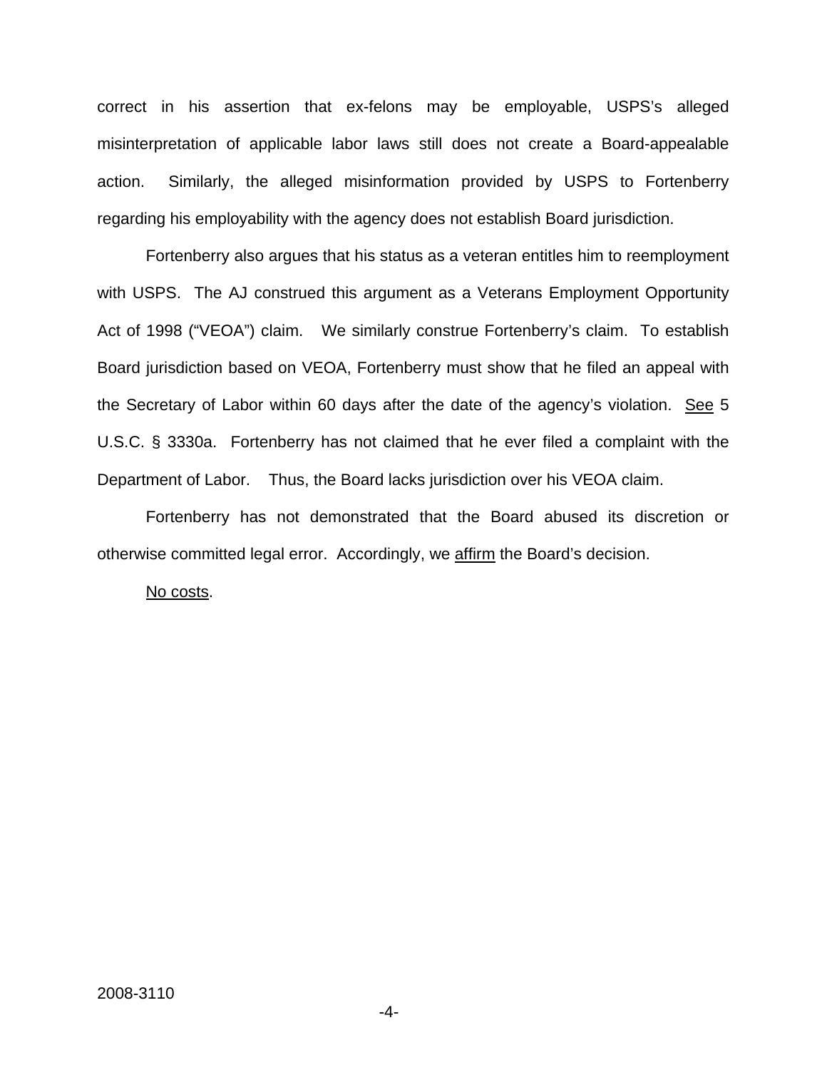correct in his assertion that ex-felons may be employable, USPS's alleged misinterpretation of applicable labor laws still does not create a Board-appealable action. Similarly, the alleged misinformation provided by USPS to Fortenberry regarding his employability with the agency does not establish Board jurisdiction.

Fortenberry also argues that his status as a veteran entitles him to reemployment with USPS. The AJ construed this argument as a Veterans Employment Opportunity Act of 1998 ("VEOA") claim. We similarly construe Fortenberry's claim. To establish Board jurisdiction based on VEOA, Fortenberry must show that he filed an appeal with the Secretary of Labor within 60 days after the date of the agency's violation. See 5 U.S.C. § 3330a. Fortenberry has not claimed that he ever filed a complaint with the Department of Labor. Thus, the Board lacks jurisdiction over his VEOA claim.

Fortenberry has not demonstrated that the Board abused its discretion or otherwise committed legal error. Accordingly, we affirm the Board's decision.

No costs.